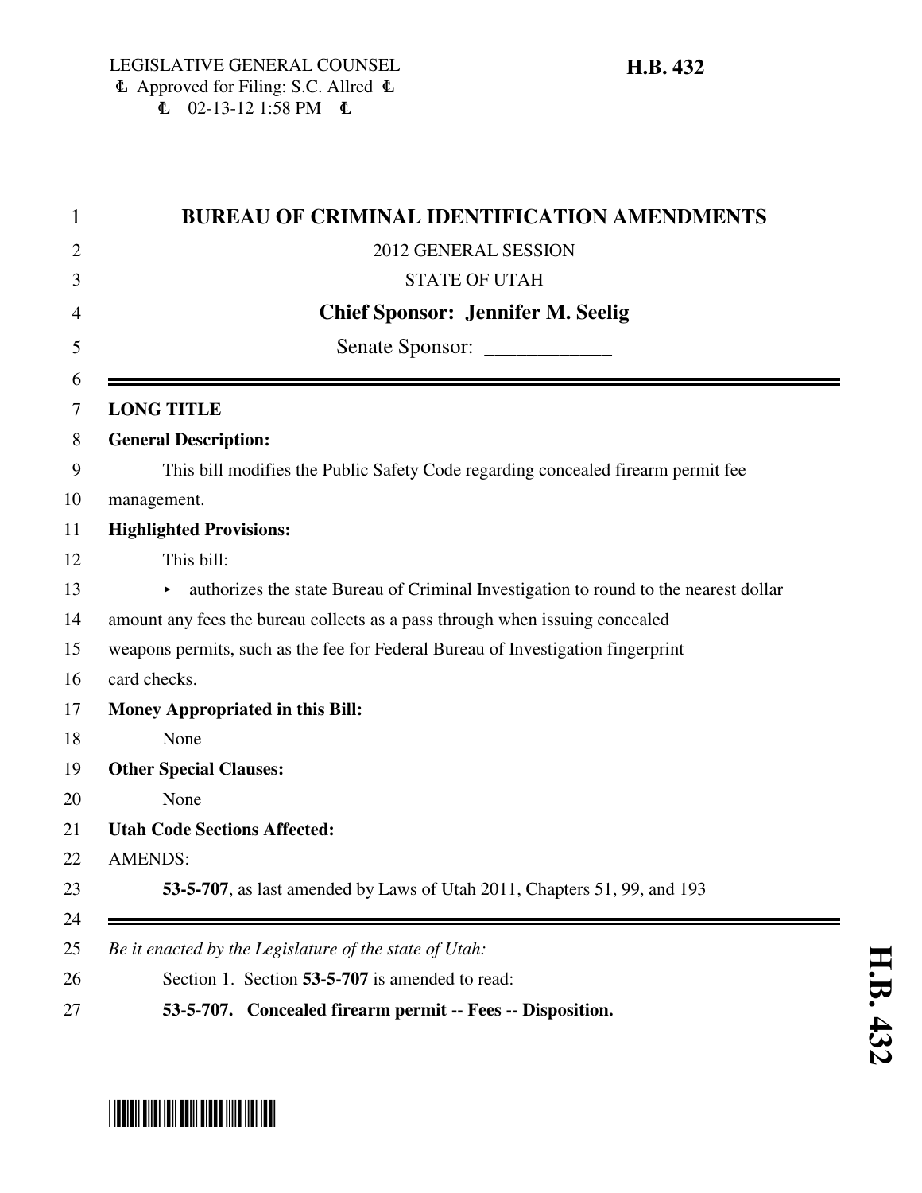LEGISLATIVE GENERAL COUNSEL
Approved for Filing: S.C. Allred
02-13-12 1:58 PM

**H.B. 432**

# BUREAU OF CRIMINAL IDENTIFICATION AMENDMENTS

2012 GENERAL SESSION

STATE OF UTAH

**Chief Sponsor: Jennifer M. Seelig**

Senate Sponsor: ____________

**LONG TITLE**

**General Description:**

This bill modifies the Public Safety Code regarding concealed firearm permit fee management.

**Highlighted Provisions:**

This bill:

- authorizes the state Bureau of Criminal Investigation to round to the nearest dollar amount any fees the bureau collects as a pass through when issuing concealed weapons permits, such as the fee for Federal Bureau of Investigation fingerprint card checks.

**Money Appropriated in this Bill:**

None

**Other Special Clauses:**

None

**Utah Code Sections Affected:**

AMENDS:

**53-5-707**, as last amended by Laws of Utah 2011, Chapters 51, 99, and 193

*Be it enacted by the Legislature of the state of Utah:*

Section 1. Section **53-5-707** is amended to read:

**53-5-707. Concealed firearm permit -- Fees -- Disposition.**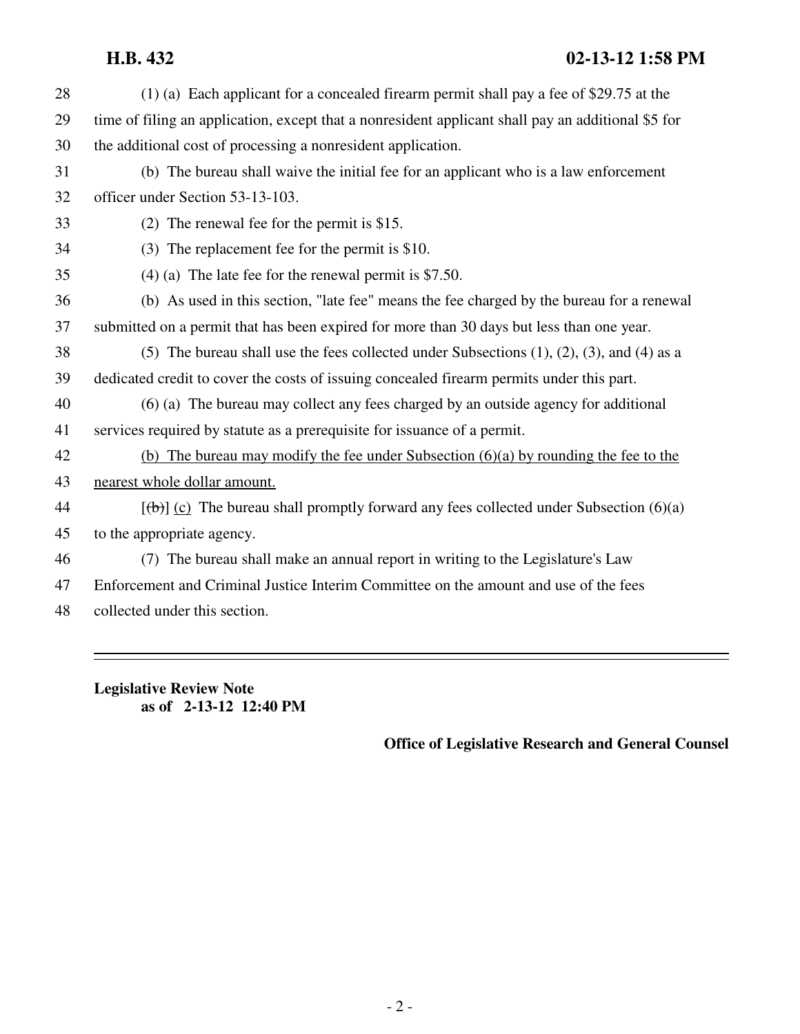(1) (a) Each applicant for a concealed firearm permit shall pay a fee of $29.75 at the time of filing an application, except that a nonresident applicant shall pay an additional $5 for the additional cost of processing a nonresident application.

(b) The bureau shall waive the initial fee for an applicant who is a law enforcement officer under Section 53-13-103.

(2) The renewal fee for the permit is $15.

(3) The replacement fee for the permit is $10.

(4) (a) The late fee for the renewal permit is $7.50.

(b) As used in this section, "late fee" means the fee charged by the bureau for a renewal submitted on a permit that has been expired for more than 30 days but less than one year.

(5) The bureau shall use the fees collected under Subsections (1), (2), (3), and (4) as a dedicated credit to cover the costs of issuing concealed firearm permits under this part.

(6) (a) The bureau may collect any fees charged by an outside agency for additional services required by statute as a prerequisite for issuance of a permit.

<u>(b) The bureau may modify the fee under Subsection (6)(a) by rounding the fee to the nearest whole dollar amount.</u>

[~~(b)~~] <u>(c)</u> The bureau shall promptly forward any fees collected under Subsection (6)(a) to the appropriate agency.

(7) The bureau shall make an annual report in writing to the Legislature's Law Enforcement and Criminal Justice Interim Committee on the amount and use of the fees collected under this section.

---

**Legislative Review Note**
**as of 2-13-12 12:40 PM**

**Office of Legislative Research and General Counsel**